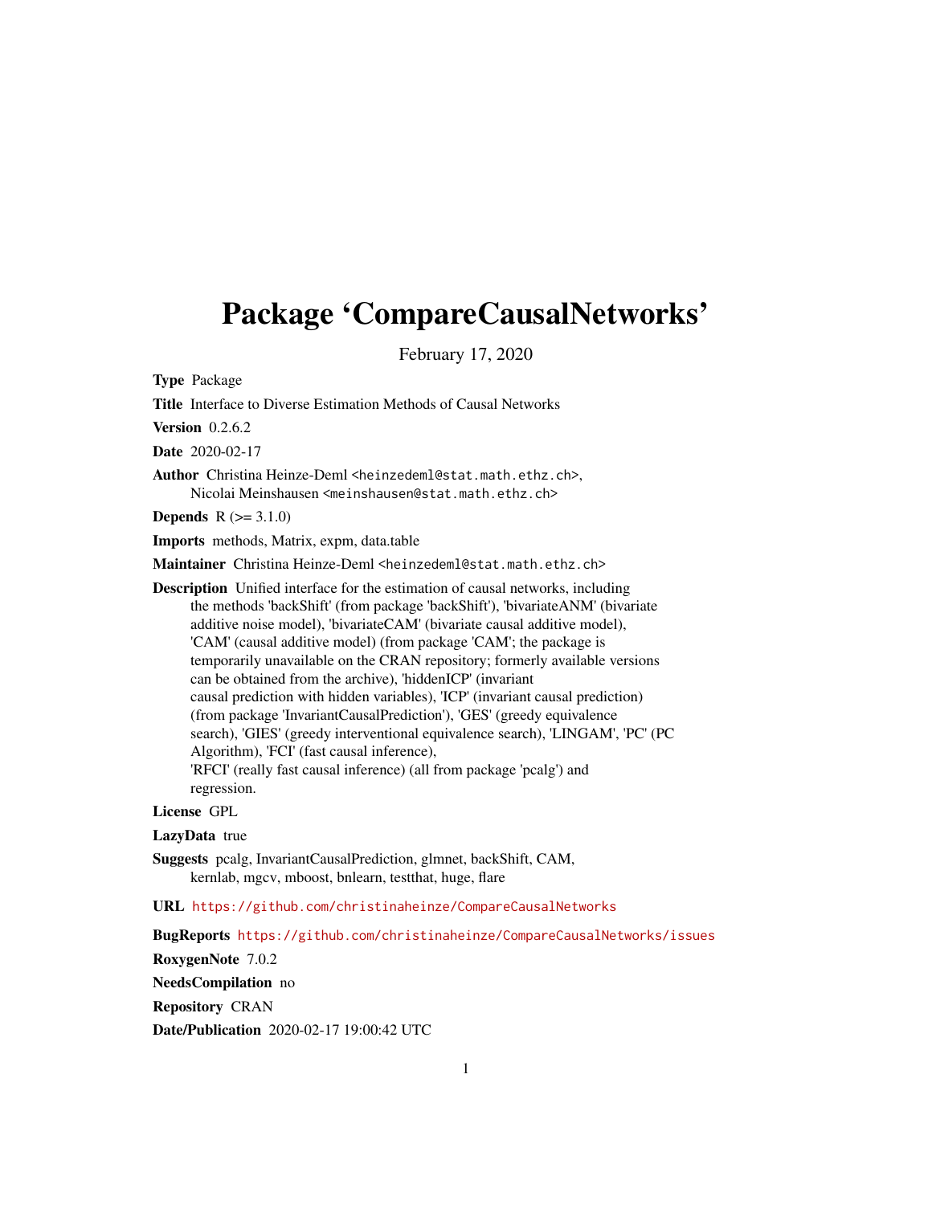# Package ‘CompareCausalNetworks’

February 17, 2020

**Type** Package

**Title** Interface to Diverse Estimation Methods of Causal Networks

**Version** 0.2.6.2

**Date** 2020-02-17

**Author** Christina Heinze-Deml <heinzedeml@stat.math.ethz.ch>,
Nicolai Meinshausen <meinshausen@stat.math.ethz.ch>

**Depends** R (>= 3.1.0)

**Imports** methods, Matrix, expm, data.table

**Maintainer** Christina Heinze-Deml <heinzedeml@stat.math.ethz.ch>

**Description** Unified interface for the estimation of causal networks, including the methods 'backShift' (from package 'backShift'), 'bivariateANM' (bivariate additive noise model), 'bivariateCAM' (bivariate causal additive model), 'CAM' (causal additive model) (from package 'CAM'; the package is temporarily unavailable on the CRAN repository; formerly available versions can be obtained from the archive), 'hiddenICP' (invariant causal prediction with hidden variables), 'ICP' (invariant causal prediction) (from package 'InvariantCausalPrediction'), 'GES' (greedy equivalence search), 'GIES' (greedy interventional equivalence search), 'LINGAM', 'PC' (PC Algorithm), 'FCI' (fast causal inference), 'RFCI' (really fast causal inference) (all from package 'pcalg') and regression.

**License** GPL

**LazyData** true

**Suggests** pcalg, InvariantCausalPrediction, glmnet, backShift, CAM, kernlab, mgcv, mboost, bnlearn, testthat, huge, flare

**URL** https://github.com/christinaheinze/CompareCausalNetworks

**BugReports** https://github.com/christinaheinze/CompareCausalNetworks/issues

**RoxygenNote** 7.0.2

**NeedsCompilation** no

**Repository** CRAN

**Date/Publication** 2020-02-17 19:00:42 UTC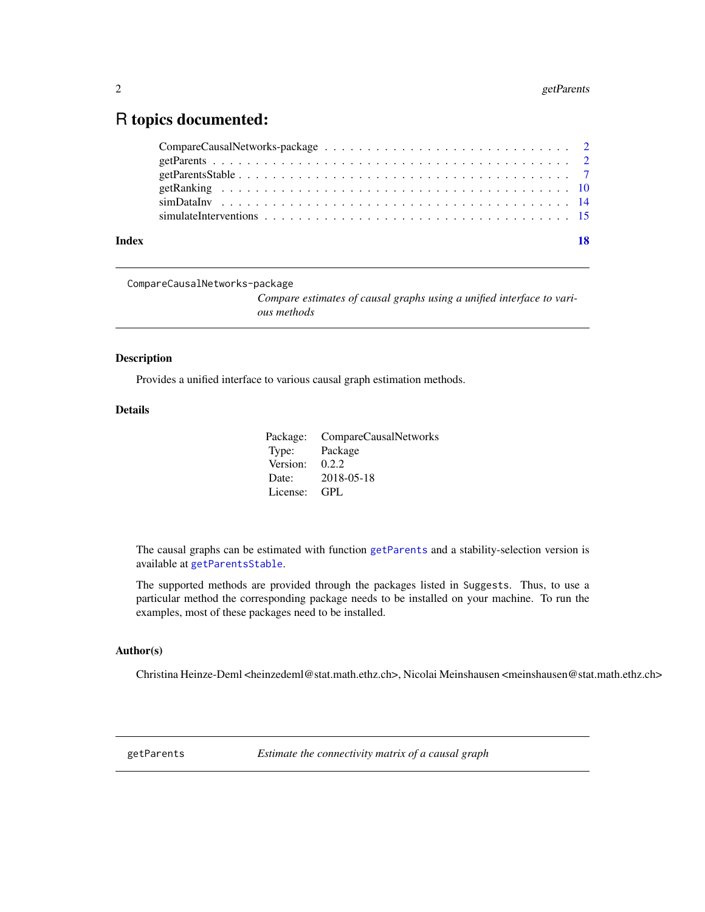# R topics documented:

CompareCausalNetworks-package . . . . . . . . . . . . . . . . . . . . . . . . . . . . 2
getParents . . . . . . . . . . . . . . . . . . . . . . . . . . . . . . . . . . . . . . 2
getParentsStable . . . . . . . . . . . . . . . . . . . . . . . . . . . . . . . . . . . 7
getRanking . . . . . . . . . . . . . . . . . . . . . . . . . . . . . . . . . . . . . . 10
simDataInv . . . . . . . . . . . . . . . . . . . . . . . . . . . . . . . . . . . . . . 14
simulateInterventions . . . . . . . . . . . . . . . . . . . . . . . . . . . . . . . . . 15

**Index** **18**

---

`CompareCausalNetworks-package`
*Compare estimates of causal graphs using a unified interface to various methods*

---

### Description

Provides a unified interface to various causal graph estimation methods.

### Details

| | |
|---|---|
| Package: | CompareCausalNetworks |
| Type: | Package |
| Version: | 0.2.2 |
| Date: | 2018-05-18 |
| License: | GPL |

The causal graphs can be estimated with function `getParents` and a stability-selection version is available at `getParentsStable`.

The supported methods are provided through the packages listed in `Suggests`. Thus, to use a particular method the corresponding package needs to be installed on your machine. To run the examples, most of these packages need to be installed.

### Author(s)

Christina Heinze-Deml <heinzedeml@stat.math.ethz.ch>, Nicolai Meinshausen <meinshausen@stat.math.ethz.ch>

---

`getParents` *Estimate the connectivity matrix of a causal graph*

---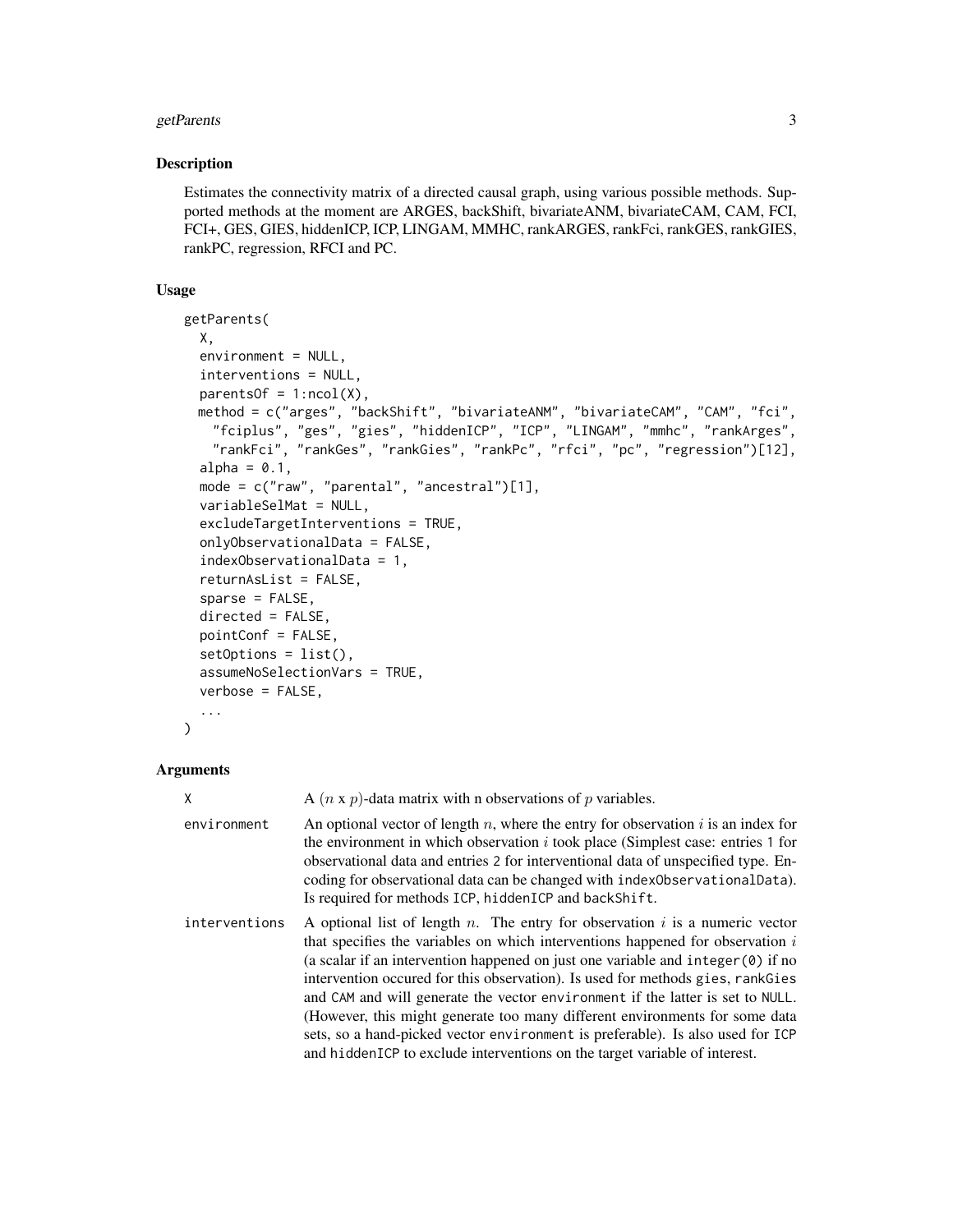## Description

Estimates the connectivity matrix of a directed causal graph, using various possible methods. Supported methods at the moment are ARGES, backShift, bivariateANM, bivariateCAM, CAM, FCI, FCI+, GES, GIES, hiddenICP, ICP, LINGAM, MMHC, rankARGES, rankFci, rankGES, rankGIES, rankPC, regression, RFCI and PC.

## Usage

```
getParents(
  X,
  environment = NULL,
  interventions = NULL,
  parentsOf = 1:ncol(X),
  method = c("arges", "backShift", "bivariateANM", "bivariateCAM", "CAM", "fci",
    "fciplus", "ges", "gies", "hiddenICP", "ICP", "LINGAM", "mmhc", "rankArges",
    "rankFci", "rankGes", "rankGies", "rankPc", "rfci", "pc", "regression")[12],
  alpha = 0.1,
  mode = c("raw", "parental", "ancestral")[1],
  variableSelMat = NULL,
  excludeTargetInterventions = TRUE,
  onlyObservationalData = FALSE,
  indexObservationalData = 1,
  returnAsList = FALSE,
  sparse = FALSE,
  directed = FALSE,
  pointConf = FALSE,
  setOptions = list(),
  assumeNoSelectionVars = TRUE,
  verbose = FALSE,
  ...
)
```

## Arguments

| Argument | Description |
|---|---|
| `X` | A ($n$ x $p$)-data matrix with n observations of $p$ variables. |
| `environment` | An optional vector of length $n$, where the entry for observation $i$ is an index for the environment in which observation $i$ took place (Simplest case: entries 1 for observational data and entries 2 for interventional data of unspecified type. Encoding for observational data can be changed with `indexObservationalData`). Is required for methods `ICP`, `hiddenICP` and `backShift`. |
| `interventions` | A optional list of length $n$. The entry for observation $i$ is a numeric vector that specifies the variables on which interventions happened for observation $i$ (a scalar if an intervention happened on just one variable and `integer(0)` if no intervention occured for this observation). Is used for methods `gies`, `rankGies` and `CAM` and will generate the vector `environment` if the latter is set to `NULL`. (However, this might generate too many different environments for some data sets, so a hand-picked vector `environment` is preferable). Is also used for `ICP` and `hiddenICP` to exclude interventions on the target variable of interest. |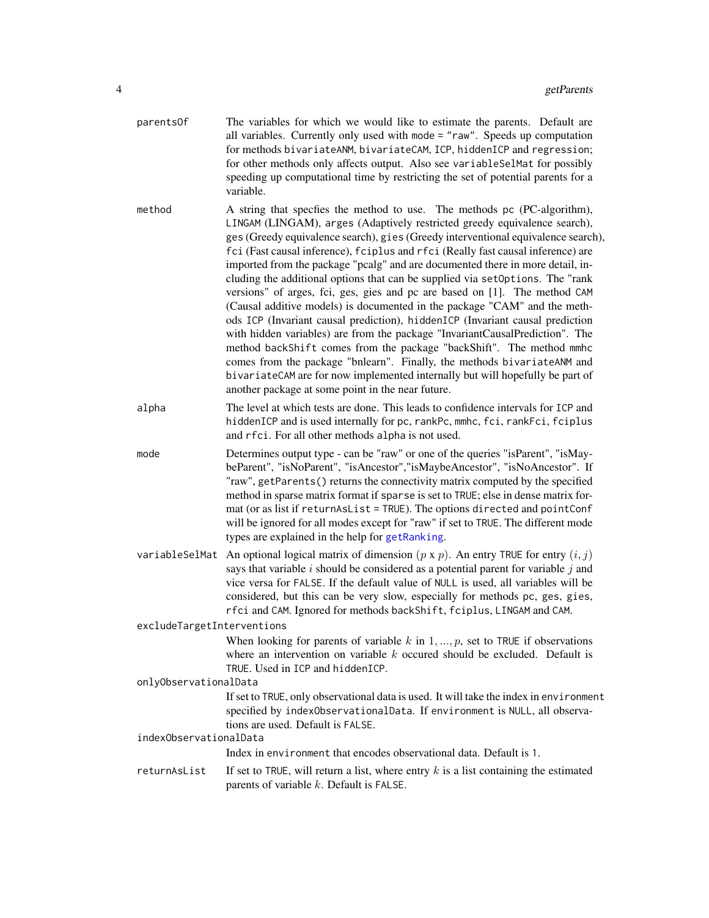**parentsOf** The variables for which we would like to estimate the parents. Default are all variables. Currently only used with `mode = "raw"`. Speeds up computation for methods `bivariateANM`, `bivariateCAM`, `ICP`, `hiddenICP` and `regression`; for other methods only affects output. Also see `variableSelMat` for possibly speeding up computational time by restricting the set of potential parents for a variable.

**method** A string that specfies the method to use. The methods `pc` (PC-algorithm), `LINGAM` (LINGAM), `arges` (Adaptively restricted greedy equivalence search), `ges` (Greedy equivalence search), `gies` (Greedy interventional equivalence search), `fci` (Fast causal inference), `fciplus` and `rfci` (Really fast causal inference) are imported from the package "pcalg" and are documented there in more detail, including the additional options that can be supplied via `setOptions`. The "rank versions" of arges, fci, ges, gies and pc are based on [1]. The method `CAM` (Causal additive models) is documented in the package "CAM" and the methods `ICP` (Invariant causal prediction), `hiddenICP` (Invariant causal prediction with hidden variables) are from the package "InvariantCausalPrediction". The method `backShift` comes from the package "backShift". The method `mmhc` comes from the package "bnlearn". Finally, the methods `bivariateANM` and `bivariateCAM` are for now implemented internally but will hopefully be part of another package at some point in the near future.

**alpha** The level at which tests are done. This leads to confidence intervals for `ICP` and `hiddenICP` and is used internally for `pc`, `rankPc`, `mmhc`, `fci`, `rankFci`, `fciplus` and `rfci`. For all other methods `alpha` is not used.

**mode** Determines output type - can be "raw" or one of the queries "isParent", "isMaybeParent", "isNoParent", "isAncestor","isMaybeAncestor", "isNoAncestor". If "raw", `getParents()` returns the connectivity matrix computed by the specified method in sparse matrix format if `sparse` is set to `TRUE`; else in dense matrix format (or as list if `returnAsList = TRUE`). The options `directed` and `pointConf` will be ignored for all modes except for "raw" if set to `TRUE`. The different mode types are explained in the help for `getRanking`.

**variableSelMat** An optional logical matrix of dimension ($p$ x $p$). An entry `TRUE` for entry $(i, j)$ says that variable $i$ should be considered as a potential parent for variable $j$ and vice versa for `FALSE`. If the default value of `NULL` is used, all variables will be considered, but this can be very slow, especially for methods `pc`, `ges`, `gies`, `rfci` and `CAM`. Ignored for methods `backShift`, `fciplus`, `LINGAM` and `CAM`.

**excludeTargetInterventions** When looking for parents of variable $k$ in $1, ..., p$, set to `TRUE` if observations where an intervention on variable $k$ occured should be excluded. Default is `TRUE`. Used in `ICP` and `hiddenICP`.

**onlyObservationalData** If set to `TRUE`, only observational data is used. It will take the index in `environment` specified by `indexObservationalData`. If `environment` is `NULL`, all observations are used. Default is `FALSE`.

**indexObservationalData** Index in `environment` that encodes observational data. Default is `1`.

**returnAsList** If set to `TRUE`, will return a list, where entry $k$ is a list containing the estimated parents of variable $k$. Default is `FALSE`.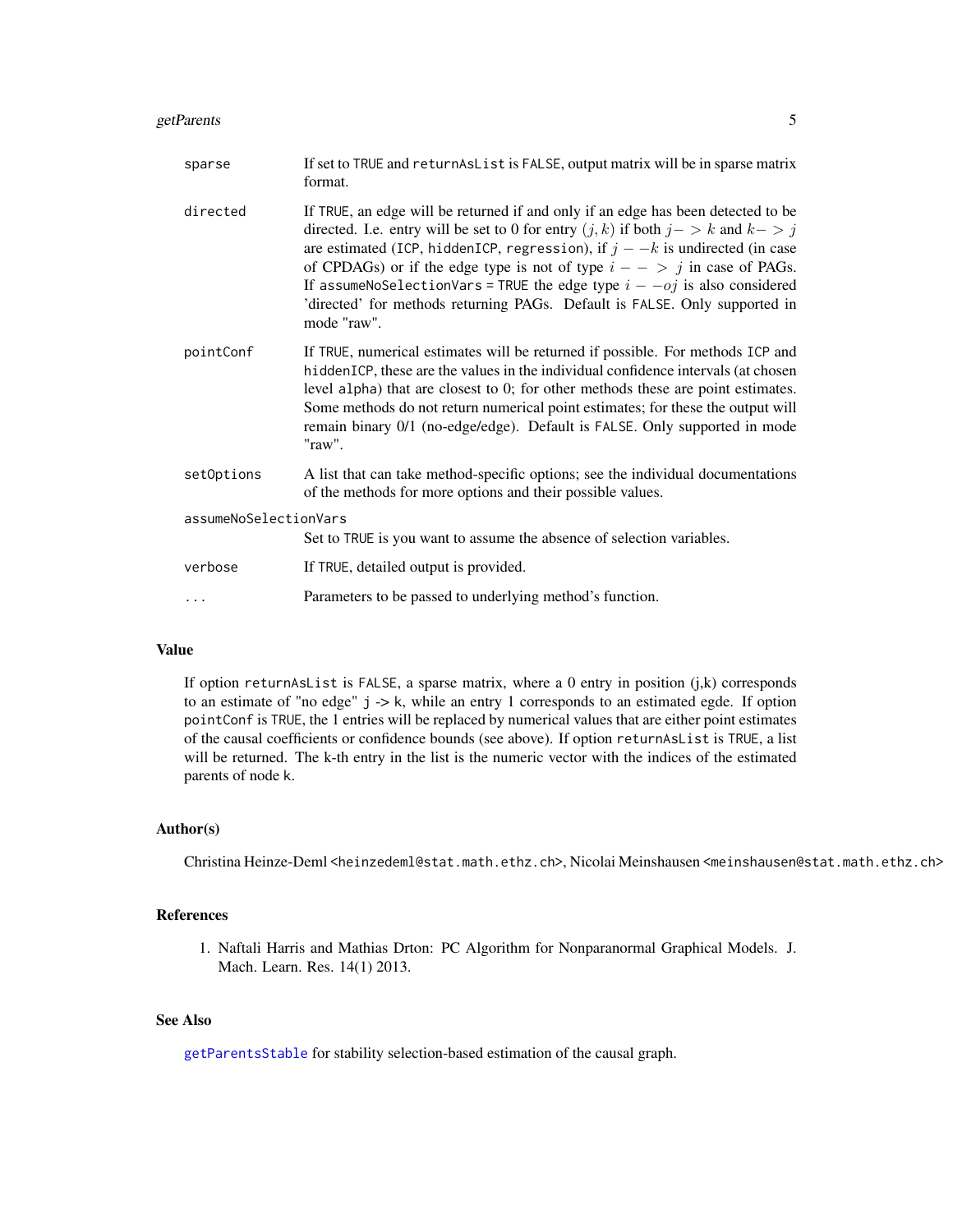| | |
|---|---|
| `sparse` | If set to TRUE and `returnAsList` is FALSE, output matrix will be in sparse matrix format. |
| `directed` | If TRUE, an edge will be returned if and only if an edge has been detected to be directed. I.e. entry will be set to 0 for entry $(j,k)$ if both $j->k$ and $k->j$ are estimated (ICP, hiddenICP, regression), if $j--k$ is undirected (in case of CPDAGs) or if the edge type is not of type $i-->j$ in case of PAGs. If `assumeNoSelectionVars` = TRUE the edge type $i--oj$ is also considered 'directed' for methods returning PAGs. Default is FALSE. Only supported in mode "raw". |
| `pointConf` | If TRUE, numerical estimates will be returned if possible. For methods ICP and hiddenICP, these are the values in the individual confidence intervals (at chosen level alpha) that are closest to 0; for other methods these are point estimates. Some methods do not return numerical point estimates; for these the output will remain binary 0/1 (no-edge/edge). Default is FALSE. Only supported in mode "raw". |
| `setOptions` | A list that can take method-specific options; see the individual documentations of the methods for more options and their possible values. |
| `assumeNoSelectionVars` | Set to TRUE is you want to assume the absence of selection variables. |
| `verbose` | If TRUE, detailed output is provided. |
| `...` | Parameters to be passed to underlying method's function. |

## Value

If option `returnAsList` is FALSE, a sparse matrix, where a 0 entry in position (j,k) corresponds to an estimate of "no edge" j -> k, while an entry 1 corresponds to an estimated egde. If option `pointConf` is TRUE, the 1 entries will be replaced by numerical values that are either point estimates of the causal coefficients or confidence bounds (see above). If option `returnAsList` is TRUE, a list will be returned. The k-th entry in the list is the numeric vector with the indices of the estimated parents of node k.

## Author(s)

Christina Heinze-Deml <heinzedeml@stat.math.ethz.ch>, Nicolai Meinshausen <meinshausen@stat.math.ethz.ch>

## References

1. Naftali Harris and Mathias Drton: PC Algorithm for Nonparanormal Graphical Models. J. Mach. Learn. Res. 14(1) 2013.

## See Also

`getParentsStable` for stability selection-based estimation of the causal graph.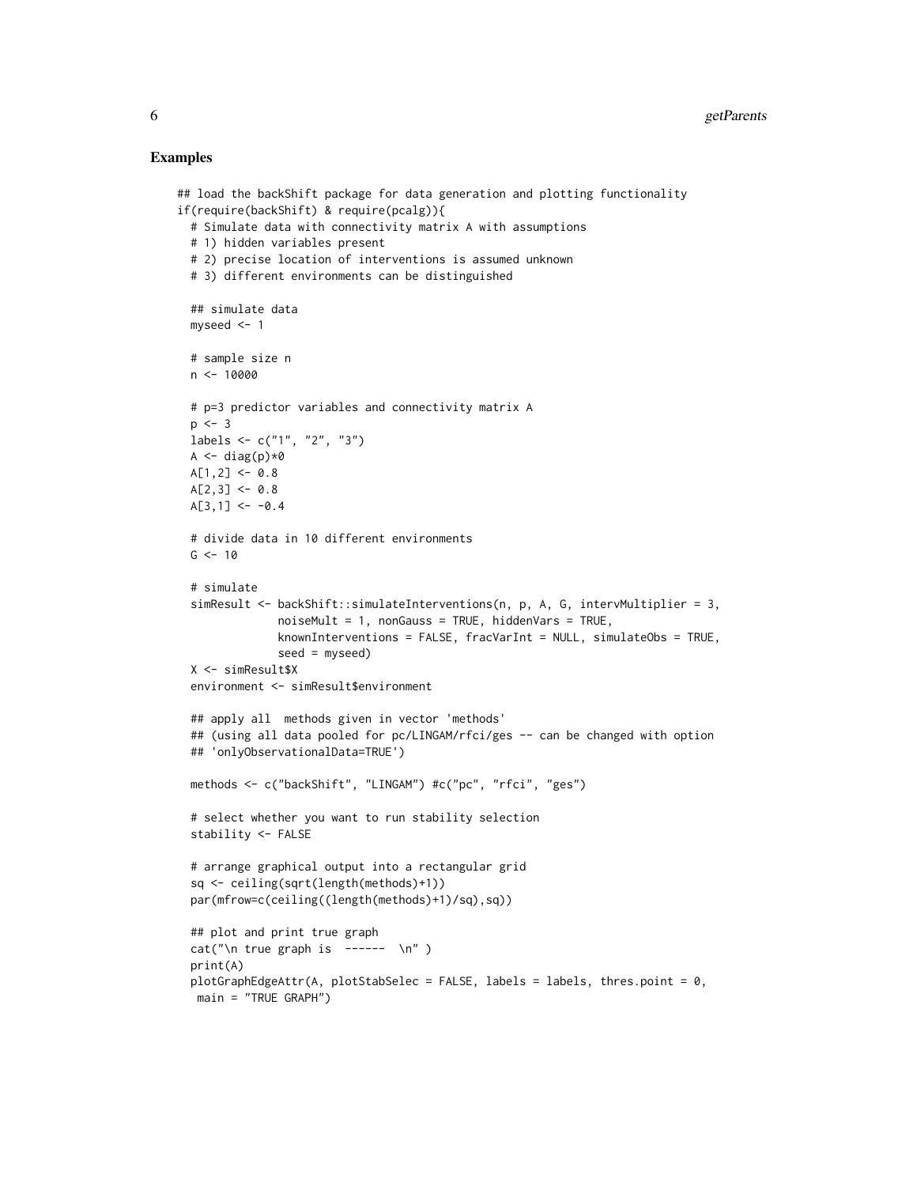## Examples

```
## load the backShift package for data generation and plotting functionality
if(require(backShift) & require(pcalg)){
  # Simulate data with connectivity matrix A with assumptions
  # 1) hidden variables present
  # 2) precise location of interventions is assumed unknown
  # 3) different environments can be distinguished

  ## simulate data
  myseed <- 1

  # sample size n
  n <- 10000

  # p=3 predictor variables and connectivity matrix A
  p <- 3
  labels <- c("1", "2", "3")
  A <- diag(p)*0
  A[1,2] <- 0.8
  A[2,3] <- 0.8
  A[3,1] <- -0.4

  # divide data in 10 different environments
  G <- 10

  # simulate
  simResult <- backShift::simulateInterventions(n, p, A, G, intervMultiplier = 3,
              noiseMult = 1, nonGauss = TRUE, hiddenVars = TRUE,
              knownInterventions = FALSE, fracVarInt = NULL, simulateObs = TRUE,
              seed = myseed)
  X <- simResult$X
  environment <- simResult$environment

  ## apply all  methods given in vector 'methods'
  ## (using all data pooled for pc/LINGAM/rfci/ges -- can be changed with option
  ## 'onlyObservationalData=TRUE')

  methods <- c("backShift", "LINGAM") #c("pc", "rfci", "ges")

  # select whether you want to run stability selection
  stability <- FALSE

  # arrange graphical output into a rectangular grid
  sq <- ceiling(sqrt(length(methods)+1))
  par(mfrow=c(ceiling((length(methods)+1)/sq),sq))

  ## plot and print true graph
  cat("\n true graph is  ------  \n" )
  print(A)
  plotGraphEdgeAttr(A, plotStabSelec = FALSE, labels = labels, thres.point = 0,
   main = "TRUE GRAPH")
```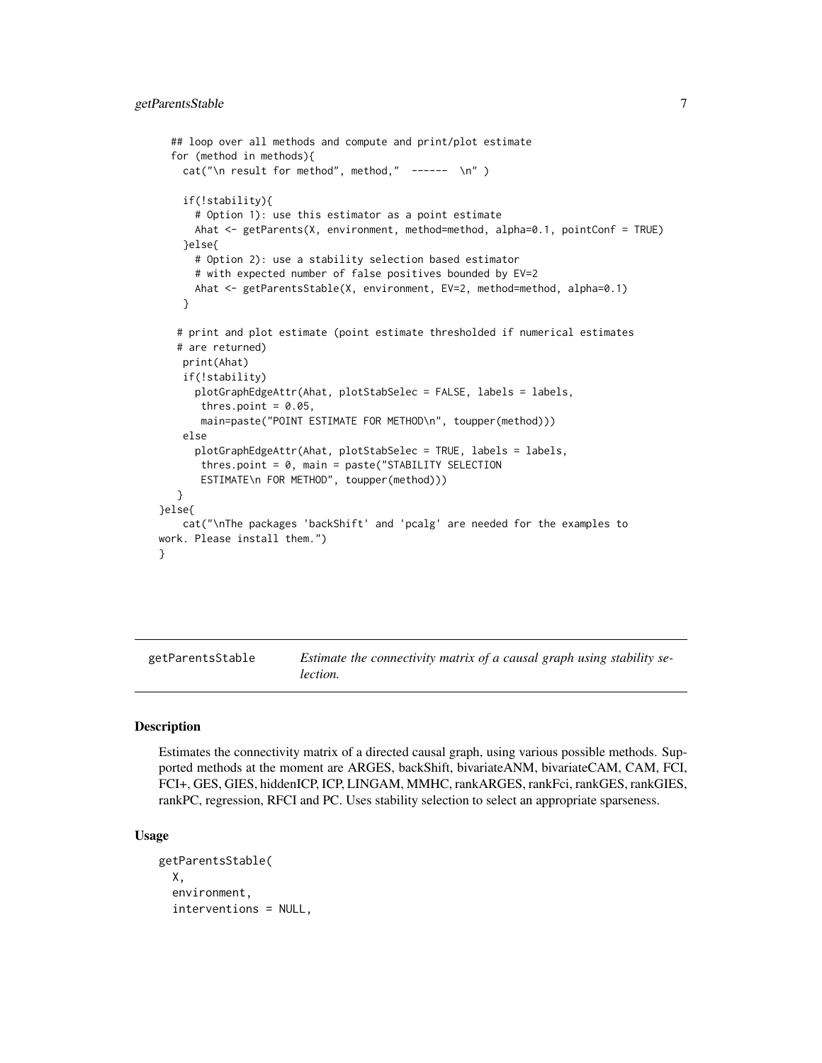```
  ## loop over all methods and compute and print/plot estimate
  for (method in methods){
    cat("\n result for method", method,"  ------  \n" )

    if(!stability){
      # Option 1): use this estimator as a point estimate
      Ahat <- getParents(X, environment, method=method, alpha=0.1, pointConf = TRUE)
    }else{
      # Option 2): use a stability selection based estimator
      # with expected number of false positives bounded by EV=2
      Ahat <- getParentsStable(X, environment, EV=2, method=method, alpha=0.1)
    }

   # print and plot estimate (point estimate thresholded if numerical estimates
   # are returned)
    print(Ahat)
    if(!stability)
      plotGraphEdgeAttr(Ahat, plotStabSelec = FALSE, labels = labels,
       thres.point = 0.05,
       main=paste("POINT ESTIMATE FOR METHOD\n", toupper(method)))
    else
      plotGraphEdgeAttr(Ahat, plotStabSelec = TRUE, labels = labels,
       thres.point = 0, main = paste("STABILITY SELECTION
       ESTIMATE\n FOR METHOD", toupper(method)))
   }
}else{
    cat("\nThe packages 'backShift' and 'pcalg' are needed for the examples to
work. Please install them.")
}
```

---

## getParentsStable — *Estimate the connectivity matrix of a causal graph using stability selection.*

### Description

Estimates the connectivity matrix of a directed causal graph, using various possible methods. Supported methods at the moment are ARGES, backShift, bivariateANM, bivariateCAM, CAM, FCI, FCI+, GES, GIES, hiddenICP, ICP, LINGAM, MMHC, rankARGES, rankFci, rankGES, rankGIES, rankPC, regression, RFCI and PC. Uses stability selection to select an appropriate sparseness.

### Usage

```
getParentsStable(
  X,
  environment,
  interventions = NULL,
```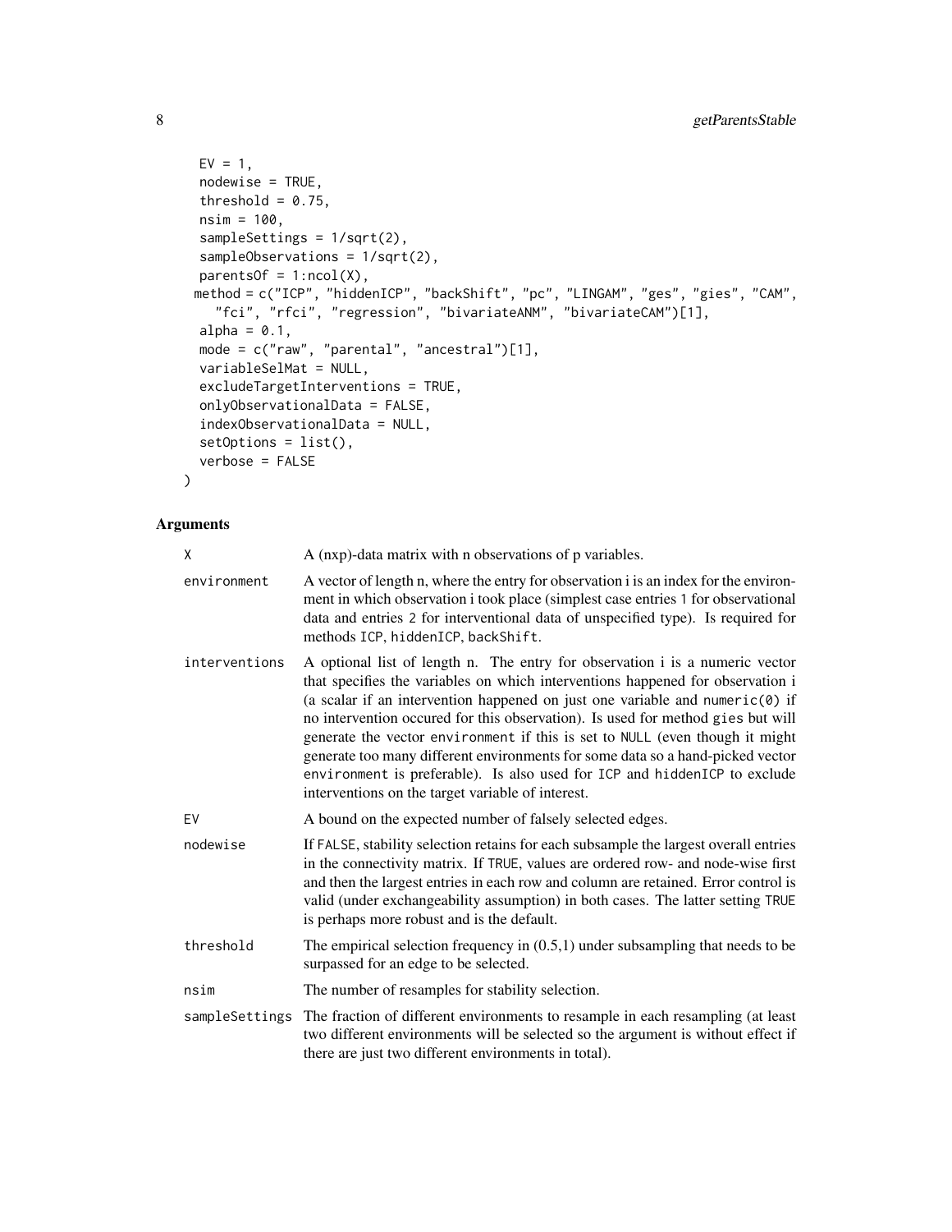```
  EV = 1,
  nodewise = TRUE,
  threshold = 0.75,
  nsim = 100,
  sampleSettings = 1/sqrt(2),
  sampleObservations = 1/sqrt(2),
  parentsOf = 1:ncol(X),
  method = c("ICP", "hiddenICP", "backShift", "pc", "LINGAM", "ges", "gies", "CAM",
    "fci", "rfci", "regression", "bivariateANM", "bivariateCAM")[1],
  alpha = 0.1,
  mode = c("raw", "parental", "ancestral")[1],
  variableSelMat = NULL,
  excludeTargetInterventions = TRUE,
  onlyObservationalData = FALSE,
  indexObservationalData = NULL,
  setOptions = list(),
  verbose = FALSE
)
```

## Arguments

| | |
|---|---|
| `X` | A (nxp)-data matrix with n observations of p variables. |
| `environment` | A vector of length n, where the entry for observation i is an index for the environment in which observation i took place (simplest case entries 1 for observational data and entries 2 for interventional data of unspecified type). Is required for methods `ICP`, `hiddenICP`, `backShift`. |
| `interventions` | A optional list of length n. The entry for observation i is a numeric vector that specifies the variables on which interventions happened for observation i (a scalar if an intervention happened on just one variable and `numeric(0)` if no intervention occured for this observation). Is used for method `gies` but will generate the vector `environment` if this is set to `NULL` (even though it might generate too many different environments for some data so a hand-picked vector `environment` is preferable). Is also used for `ICP` and `hiddenICP` to exclude interventions on the target variable of interest. |
| `EV` | A bound on the expected number of falsely selected edges. |
| `nodewise` | If `FALSE`, stability selection retains for each subsample the largest overall entries in the connectivity matrix. If `TRUE`, values are ordered row- and node-wise first and then the largest entries in each row and column are retained. Error control is valid (under exchangeability assumption) in both cases. The latter setting `TRUE` is perhaps more robust and is the default. |
| `threshold` | The empirical selection frequency in (0.5,1) under subsampling that needs to be surpassed for an edge to be selected. |
| `nsim` | The number of resamples for stability selection. |
| `sampleSettings` | The fraction of different environments to resample in each resampling (at least two different environments will be selected so the argument is without effect if there are just two different environments in total). |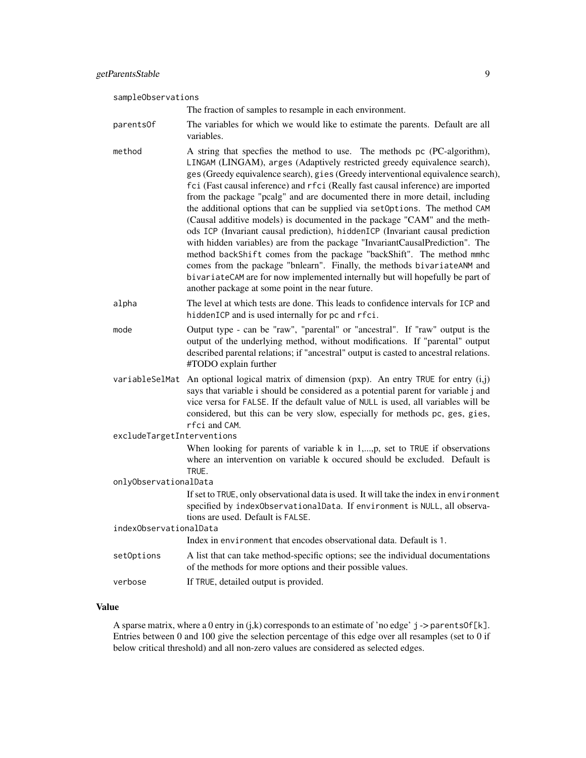`sampleObservations`
: The fraction of samples to resample in each environment.

`parentsOf`
: The variables for which we would like to estimate the parents. Default are all variables.

`method`
: A string that specfies the method to use. The methods `pc` (PC-algorithm), `LINGAM` (LINGAM), `arges` (Adaptively restricted greedy equivalence search), `ges` (Greedy equivalence search), `gies` (Greedy interventional equivalence search), `fci` (Fast causal inference) and `rfci` (Really fast causal inference) are imported from the package "pcalg" and are documented there in more detail, including the additional options that can be supplied via `setOptions`. The method `CAM` (Causal additive models) is documented in the package "CAM" and the methods `ICP` (Invariant causal prediction), `hiddenICP` (Invariant causal prediction with hidden variables) are from the package "InvariantCausalPrediction". The method `backShift` comes from the package "backShift". The method `mmhc` comes from the package "bnlearn". Finally, the methods `bivariateANM` and `bivariateCAM` are for now implemented internally but will hopefully be part of another package at some point in the near future.

`alpha`
: The level at which tests are done. This leads to confidence intervals for `ICP` and `hiddenICP` and is used internally for `pc` and `rfci`.

`mode`
: Output type - can be "raw", "parental" or "ancestral". If "raw" output is the output of the underlying method, without modifications. If "parental" output described parental relations; if "ancestral" output is casted to ancestral relations. #TODO explain further

`variableSelMat`
: An optional logical matrix of dimension (pxp). An entry `TRUE` for entry (i,j) says that variable i should be considered as a potential parent for variable j and vice versa for `FALSE`. If the default value of `NULL` is used, all variables will be considered, but this can be very slow, especially for methods `pc`, `ges`, `gies`, `rfci` and `CAM`.

`excludeTargetInterventions`
: When looking for parents of variable k in 1,...,p, set to `TRUE` if observations where an intervention on variable k occured should be excluded. Default is `TRUE`.

`onlyObservationalData`
: If set to `TRUE`, only observational data is used. It will take the index in `environment` specified by `indexObservationalData`. If `environment` is `NULL`, all observations are used. Default is `FALSE`.

`indexObservationalData`
: Index in `environment` that encodes observational data. Default is `1`.

`setOptions`
: A list that can take method-specific options; see the individual documentations of the methods for more options and their possible values.

`verbose`
: If `TRUE`, detailed output is provided.

## Value

A sparse matrix, where a 0 entry in (j,k) corresponds to an estimate of 'no edge' `j -> parentsOf[k]`. Entries between 0 and 100 give the selection percentage of this edge over all resamples (set to 0 if below critical threshold) and all non-zero values are considered as selected edges.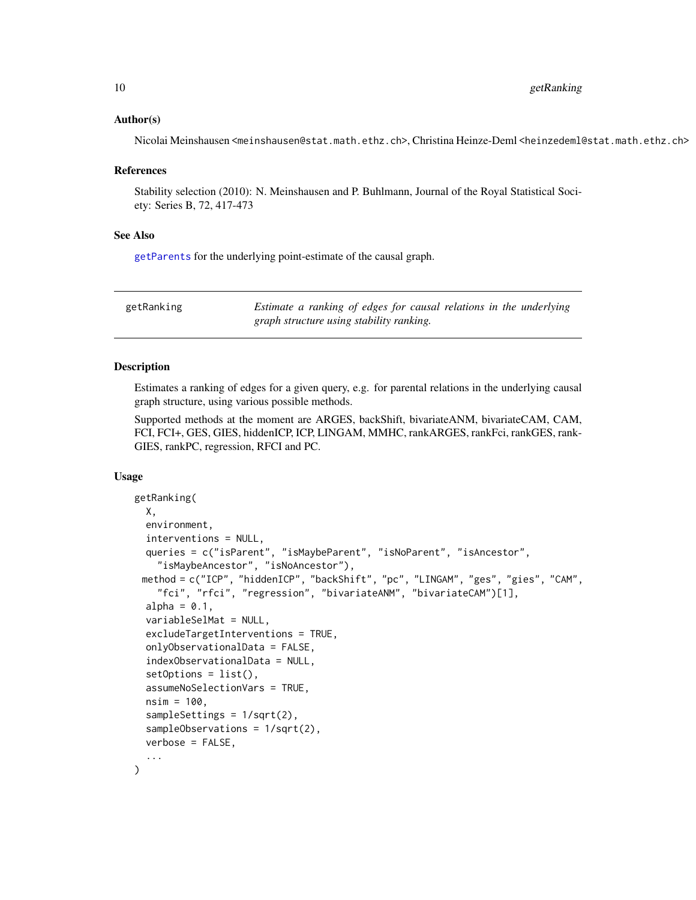### Author(s)

Nicolai Meinshausen <meinshausen@stat.math.ethz.ch>, Christina Heinze-Deml <heinzedeml@stat.math.ethz.ch>

### References

Stability selection (2010): N. Meinshausen and P. Buhlmann, Journal of the Royal Statistical Society: Series B, 72, 417-473

### See Also

getParents for the underlying point-estimate of the causal graph.

---

## getRanking — *Estimate a ranking of edges for causal relations in the underlying graph structure using stability ranking.*

---

### Description

Estimates a ranking of edges for a given query, e.g. for parental relations in the underlying causal graph structure, using various possible methods.

Supported methods at the moment are ARGES, backShift, bivariateANM, bivariateCAM, CAM, FCI, FCI+, GES, GIES, hiddenICP, ICP, LINGAM, MMHC, rankARGES, rankFci, rankGES, rankGIES, rankPC, regression, RFCI and PC.

### Usage

```
getRanking(
  X,
  environment,
  interventions = NULL,
  queries = c("isParent", "isMaybeParent", "isNoParent", "isAncestor",
    "isMaybeAncestor", "isNoAncestor"),
 method = c("ICP", "hiddenICP", "backShift", "pc", "LINGAM", "ges", "gies", "CAM",
    "fci", "rfci", "regression", "bivariateANM", "bivariateCAM")[1],
  alpha = 0.1,
  variableSelMat = NULL,
  excludeTargetInterventions = TRUE,
  onlyObservationalData = FALSE,
  indexObservationalData = NULL,
  setOptions = list(),
  assumeNoSelectionVars = TRUE,
  nsim = 100,
  sampleSettings = 1/sqrt(2),
  sampleObservations = 1/sqrt(2),
  verbose = FALSE,
  ...
)
```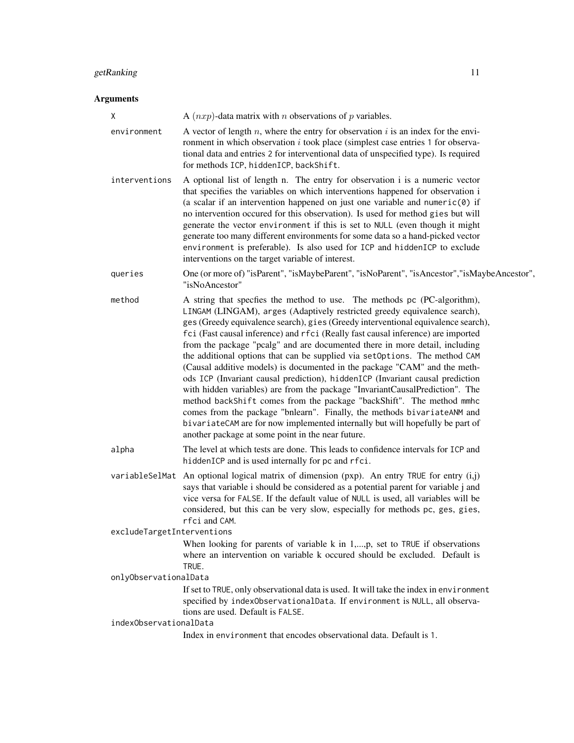## Arguments

**X**
A $(nxp)$-data matrix with $n$ observations of $p$ variables.

**environment**
A vector of length $n$, where the entry for observation $i$ is an index for the environment in which observation $i$ took place (simplest case entries 1 for observational data and entries 2 for interventional data of unspecified type). Is required for methods ICP, hiddenICP, backShift.

**interventions**
A optional list of length n. The entry for observation i is a numeric vector that specifies the variables on which interventions happened for observation i (a scalar if an intervention happened on just one variable and numeric(0) if no intervention occured for this observation). Is used for method gies but will generate the vector environment if this is set to NULL (even though it might generate too many different environments for some data so a hand-picked vector environment is preferable). Is also used for ICP and hiddenICP to exclude interventions on the target variable of interest.

**queries**
One (or more of) "isParent", "isMaybeParent", "isNoParent", "isAncestor","isMaybeAncestor", "isNoAncestor"

**method**
A string that specfies the method to use. The methods pc (PC-algorithm), LINGAM (LINGAM), arges (Adaptively restricted greedy equivalence search), ges (Greedy equivalence search), gies (Greedy interventional equivalence search), fci (Fast causal inference) and rfci (Really fast causal inference) are imported from the package "pcalg" and are documented there in more detail, including the additional options that can be supplied via setOptions. The method CAM (Causal additive models) is documented in the package "CAM" and the methods ICP (Invariant causal prediction), hiddenICP (Invariant causal prediction with hidden variables) are from the package "InvariantCausalPrediction". The method backShift comes from the package "backShift". The method mmhc comes from the package "bnlearn". Finally, the methods bivariateANM and bivariateCAM are for now implemented internally but will hopefully be part of another package at some point in the near future.

**alpha**
The level at which tests are done. This leads to confidence intervals for ICP and hiddenICP and is used internally for pc and rfci.

**variableSelMat**
An optional logical matrix of dimension (pxp). An entry TRUE for entry (i,j) says that variable i should be considered as a potential parent for variable j and vice versa for FALSE. If the default value of NULL is used, all variables will be considered, but this can be very slow, especially for methods pc, ges, gies, rfci and CAM.

**excludeTargetInterventions**
When looking for parents of variable k in 1,...,p, set to TRUE if observations where an intervention on variable k occured should be excluded. Default is TRUE.

**onlyObservationalData**
If set to TRUE, only observational data is used. It will take the index in environment specified by indexObservationalData. If environment is NULL, all observations are used. Default is FALSE.

**indexObservationalData**
Index in environment that encodes observational data. Default is 1.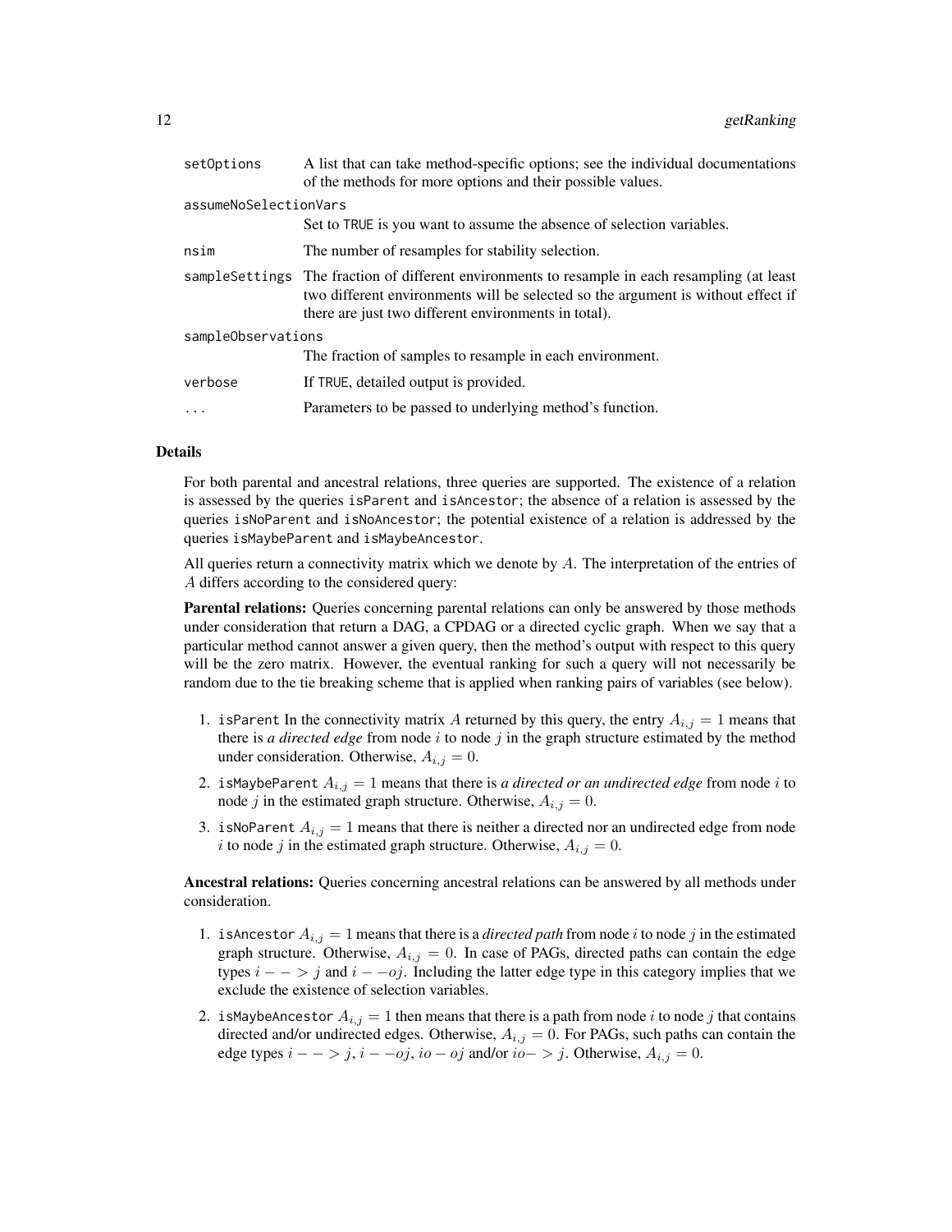| | |
|---|---|
| `setOptions` | A list that can take method-specific options; see the individual documentations of the methods for more options and their possible values. |
| `assumeNoSelectionVars` | Set to TRUE is you want to assume the absence of selection variables. |
| `nsim` | The number of resamples for stability selection. |
| `sampleSettings` | The fraction of different environments to resample in each resampling (at least two different environments will be selected so the argument is without effect if there are just two different environments in total). |
| `sampleObservations` | The fraction of samples to resample in each environment. |
| `verbose` | If TRUE, detailed output is provided. |
| `...` | Parameters to be passed to underlying method's function. |

## Details

For both parental and ancestral relations, three queries are supported. The existence of a relation is assessed by the queries `isParent` and `isAncestor`; the absence of a relation is assessed by the queries `isNoParent` and `isNoAncestor`; the potential existence of a relation is addressed by the queries `isMaybeParent` and `isMaybeAncestor`.

All queries return a connectivity matrix which we denote by $A$. The interpretation of the entries of $A$ differs according to the considered query:

**Parental relations:** Queries concerning parental relations can only be answered by those methods under consideration that return a DAG, a CPDAG or a directed cyclic graph. When we say that a particular method cannot answer a given query, then the method's output with respect to this query will be the zero matrix. However, the eventual ranking for such a query will not necessarily be random due to the tie breaking scheme that is applied when ranking pairs of variables (see below).

1. `isParent` In the connectivity matrix $A$ returned by this query, the entry $A_{i,j} = 1$ means that there is *a directed edge* from node $i$ to node $j$ in the graph structure estimated by the method under consideration. Otherwise, $A_{i,j} = 0$.
2. `isMaybeParent` $A_{i,j} = 1$ means that there is *a directed or an undirected edge* from node $i$ to node $j$ in the estimated graph structure. Otherwise, $A_{i,j} = 0$.
3. `isNoParent` $A_{i,j} = 1$ means that there is neither a directed nor an undirected edge from node $i$ to node $j$ in the estimated graph structure. Otherwise, $A_{i,j} = 0$.

**Ancestral relations:** Queries concerning ancestral relations can be answered by all methods under consideration.

1. `isAncestor` $A_{i,j} = 1$ means that there is a *directed path* from node $i$ to node $j$ in the estimated graph structure. Otherwise, $A_{i,j} = 0$. In case of PAGs, directed paths can contain the edge types $i - - > j$ and $i - -oj$. Including the latter edge type in this category implies that we exclude the existence of selection variables.
2. `isMaybeAncestor` $A_{i,j} = 1$ then means that there is a path from node $i$ to node $j$ that contains directed and/or undirected edges. Otherwise, $A_{i,j} = 0$. For PAGs, such paths can contain the edge types $i - - > j$, $i - -oj$, $io - oj$ and/or $io- > j$. Otherwise, $A_{i,j} = 0$.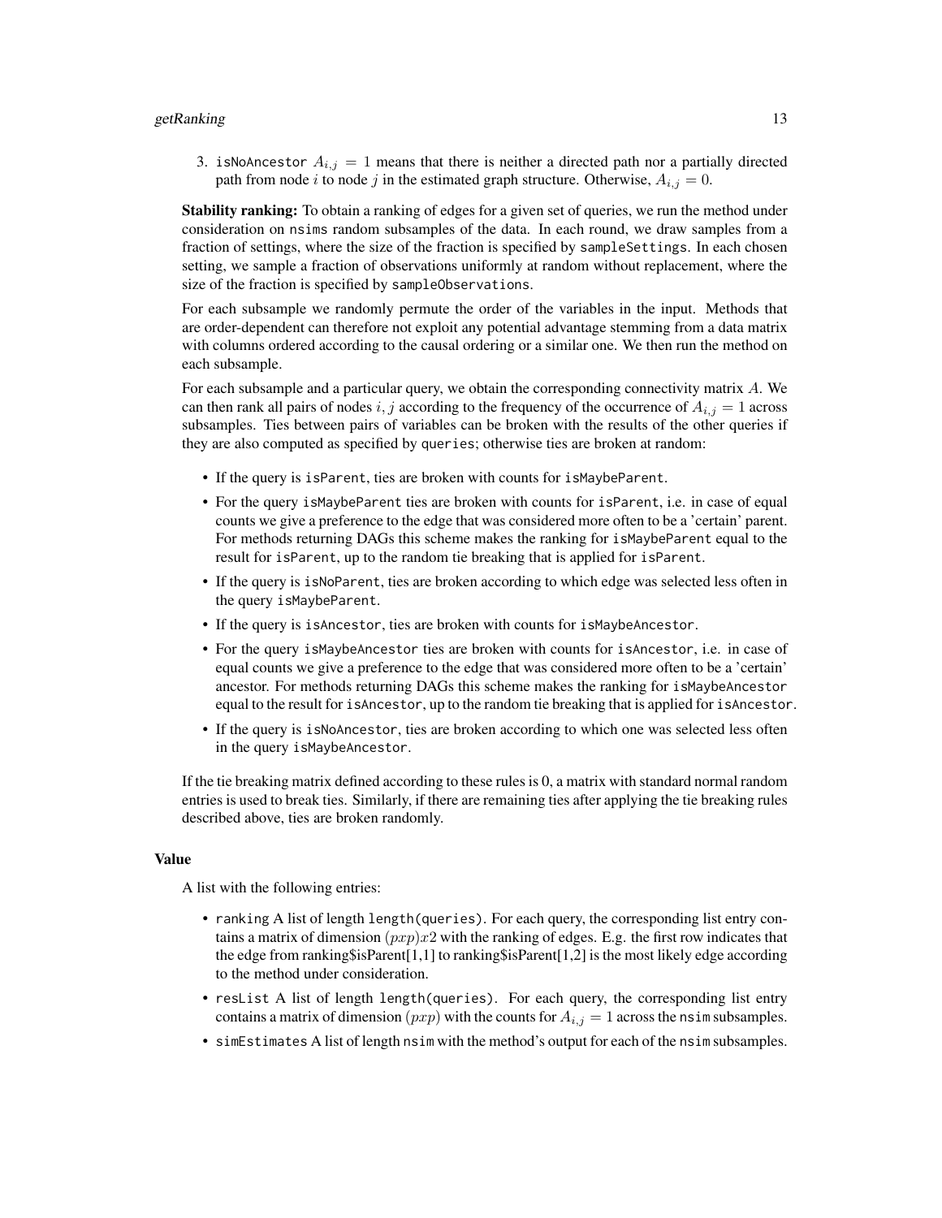3. `isNoAncestor` $A_{i,j} = 1$ means that there is neither a directed path nor a partially directed path from node $i$ to node $j$ in the estimated graph structure. Otherwise, $A_{i,j} = 0$.

**Stability ranking:** To obtain a ranking of edges for a given set of queries, we run the method under consideration on `nsims` random subsamples of the data. In each round, we draw samples from a fraction of settings, where the size of the fraction is specified by `sampleSettings`. In each chosen setting, we sample a fraction of observations uniformly at random without replacement, where the size of the fraction is specified by `sampleObservations`.

For each subsample we randomly permute the order of the variables in the input. Methods that are order-dependent can therefore not exploit any potential advantage stemming from a data matrix with columns ordered according to the causal ordering or a similar one. We then run the method on each subsample.

For each subsample and a particular query, we obtain the corresponding connectivity matrix $A$. We can then rank all pairs of nodes $i, j$ according to the frequency of the occurrence of $A_{i,j} = 1$ across subsamples. Ties between pairs of variables can be broken with the results of the other queries if they are also computed as specified by `queries`; otherwise ties are broken at random:

- If the query is `isParent`, ties are broken with counts for `isMaybeParent`.
- For the query `isMaybeParent` ties are broken with counts for `isParent`, i.e. in case of equal counts we give a preference to the edge that was considered more often to be a 'certain' parent. For methods returning DAGs this scheme makes the ranking for `isMaybeParent` equal to the result for `isParent`, up to the random tie breaking that is applied for `isParent`.
- If the query is `isNoParent`, ties are broken according to which edge was selected less often in the query `isMaybeParent`.
- If the query is `isAncestor`, ties are broken with counts for `isMaybeAncestor`.
- For the query `isMaybeAncestor` ties are broken with counts for `isAncestor`, i.e. in case of equal counts we give a preference to the edge that was considered more often to be a 'certain' ancestor. For methods returning DAGs this scheme makes the ranking for `isMaybeAncestor` equal to the result for `isAncestor`, up to the random tie breaking that is applied for `isAncestor`.
- If the query is `isNoAncestor`, ties are broken according to which one was selected less often in the query `isMaybeAncestor`.

If the tie breaking matrix defined according to these rules is 0, a matrix with standard normal random entries is used to break ties. Similarly, if there are remaining ties after applying the tie breaking rules described above, ties are broken randomly.

### Value

A list with the following entries:

- `ranking` A list of length `length(queries)`. For each query, the corresponding list entry contains a matrix of dimension $(pxp)x2$ with the ranking of edges. E.g. the first row indicates that the edge from ranking$isParent[1,1] to ranking$isParent[1,2] is the most likely edge according to the method under consideration.
- `resList` A list of length `length(queries)`. For each query, the corresponding list entry contains a matrix of dimension $(pxp)$ with the counts for $A_{i,j} = 1$ across the `nsim` subsamples.
- `simEstimates` A list of length `nsim` with the method's output for each of the `nsim` subsamples.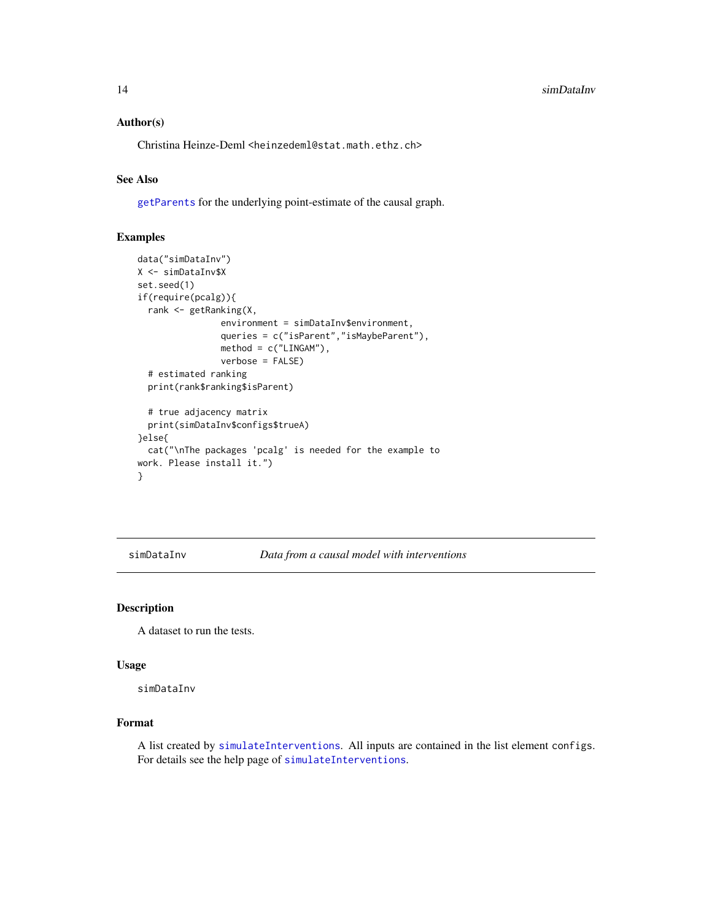### Author(s)

Christina Heinze-Deml <heinzedeml@stat.math.ethz.ch>

### See Also

`getParents` for the underlying point-estimate of the causal graph.

### Examples

```
data("simDataInv")
X <- simDataInv$X
set.seed(1)
if(require(pcalg)){
  rank <- getRanking(X,
                environment = simDataInv$environment,
                queries = c("isParent","isMaybeParent"),
                method = c("LINGAM"),
                verbose = FALSE)
  # estimated ranking
  print(rank$ranking$isParent)

  # true adjacency matrix
  print(simDataInv$configs$trueA)
}else{
  cat("\nThe packages 'pcalg' is needed for the example to
work. Please install it.")
}
```

---

## simDataInv *Data from a causal model with interventions*

### Description

A dataset to run the tests.

### Usage

```
simDataInv
```

### Format

A list created by `simulateInterventions`. All inputs are contained in the list element `configs`. For details see the help page of `simulateInterventions`.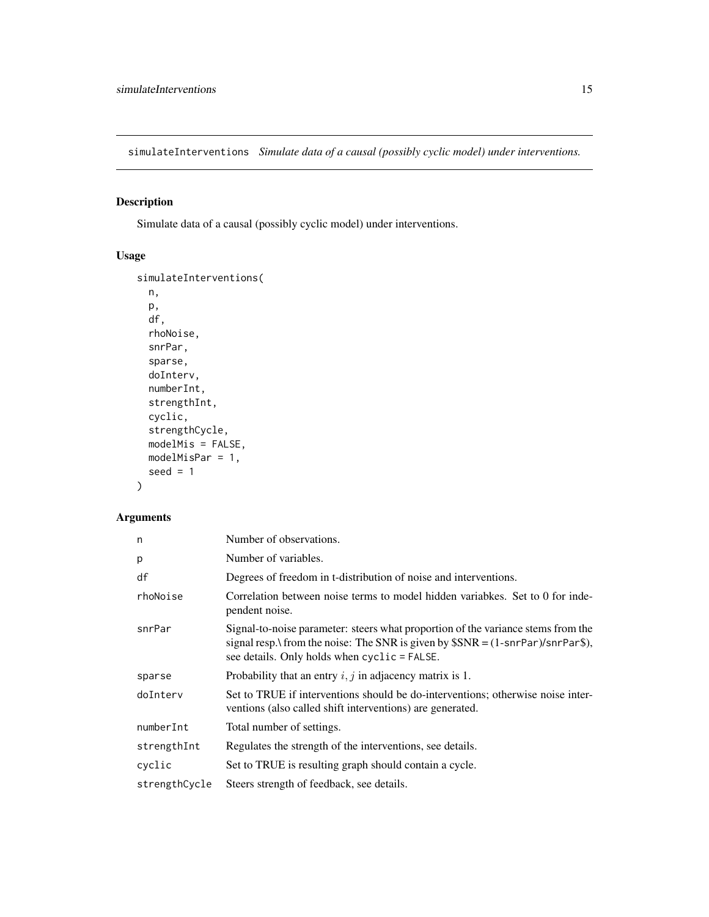## simulateInterventions *Simulate data of a causal (possibly cyclic model) under interventions.*

### Description

Simulate data of a causal (possibly cyclic model) under interventions.

### Usage

```
simulateInterventions(
  n,
  p,
  df,
  rhoNoise,
  snrPar,
  sparse,
  doInterv,
  numberInt,
  strengthInt,
  cyclic,
  strengthCycle,
  modelMis = FALSE,
  modelMisPar = 1,
  seed = 1
)
```

### Arguments

| | |
|---|---|
| `n` | Number of observations. |
| `p` | Number of variables. |
| `df` | Degrees of freedom in t-distribution of noise and interventions. |
| `rhoNoise` | Correlation between noise terms to model hidden variabkes. Set to 0 for independent noise. |
| `snrPar` | Signal-to-noise parameter: steers what proportion of the variance stems from the signal resp.\ from the noise: The SNR is given by $SNR = (1-`snrPar`)/`snrPar`$), see details. Only holds when `cyclic = FALSE`. |
| `sparse` | Probability that an entry $i, j$ in adjacency matrix is 1. |
| `doInterv` | Set to TRUE if interventions should be do-interventions; otherwise noise interventions (also called shift interventions) are generated. |
| `numberInt` | Total number of settings. |
| `strengthInt` | Regulates the strength of the interventions, see details. |
| `cyclic` | Set to TRUE is resulting graph should contain a cycle. |
| `strengthCycle` | Steers strength of feedback, see details. |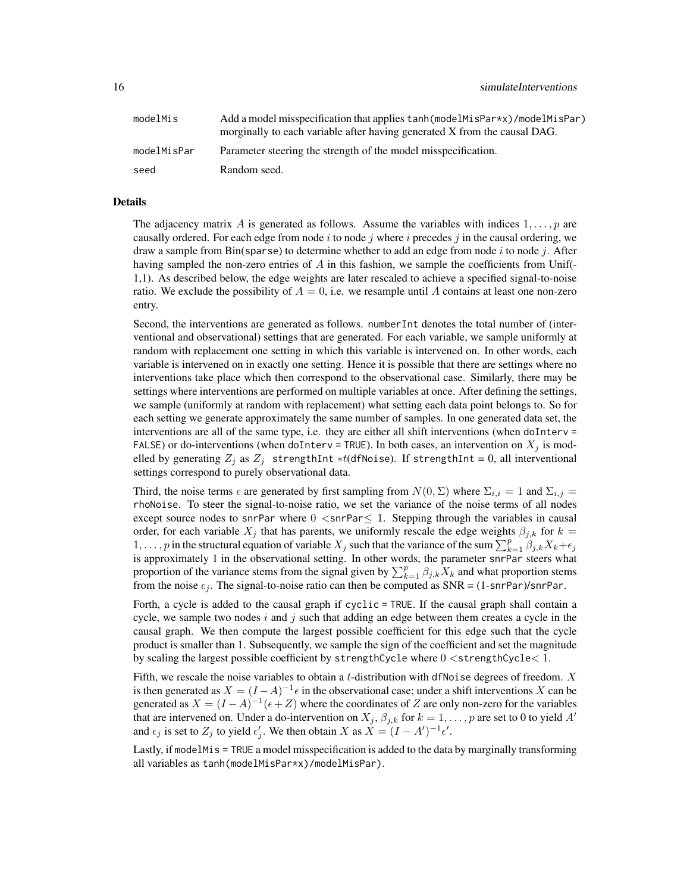| | |
|---|---|
| `modelMis` | Add a model misspecification that applies `tanh(modelMisPar*x)/modelMisPar)` morginally to each variable after having generated X from the causal DAG. |
| `modelMisPar` | Parameter steering the strength of the model misspecification. |
| `seed` | Random seed. |

## Details

The adjacency matrix $A$ is generated as follows. Assume the variables with indices $1, \ldots, p$ are causally ordered. For each edge from node $i$ to node $j$ where $i$ precedes $j$ in the causal ordering, we draw a sample from Bin(`sparse`) to determine whether to add an edge from node $i$ to node $j$. After having sampled the non-zero entries of $A$ in this fashion, we sample the coefficients from Unif(-1,1). As described below, the edge weights are later rescaled to achieve a specified signal-to-noise ratio. We exclude the possibility of $A = 0$, i.e. we resample until $A$ contains at least one non-zero entry.

Second, the interventions are generated as follows. `numberInt` denotes the total number of (interventional and observational) settings that are generated. For each variable, we sample uniformly at random with replacement one setting in which this variable is intervened on. In other words, each variable is intervened on in exactly one setting. Hence it is possible that there are settings where no interventions take place which then correspond to the observational case. Similarly, there may be settings where interventions are performed on multiple variables at once. After defining the settings, we sample (uniformly at random with replacement) what setting each data point belongs to. So for each setting we generate approximately the same number of samples. In one generated data set, the interventions are all of the same type, i.e. they are either all shift interventions (when `doInterv = FALSE`) or do-interventions (when `doInterv = TRUE`). In both cases, an intervention on $X_j$ is modelled by generating $Z_j$ as $Z_j$ `strengthInt` $*t$(`dfNoise`). If `strengthInt = 0`, all interventional settings correspond to purely observational data.

Third, the noise terms $\epsilon$ are generated by first sampling from $N(0, \Sigma)$ where $\Sigma_{i,i} = 1$ and $\Sigma_{i,j} =$ `rhoNoise`. To steer the signal-to-noise ratio, we set the variance of the noise terms of all nodes except source nodes to `snrPar` where $0 <$`snrPar`$\leq 1$. Stepping through the variables in causal order, for each variable $X_j$ that has parents, we uniformly rescale the edge weights $\beta_{j,k}$ for $k = 1, \ldots, p$ in the structural equation of variable $X_j$ such that the variance of the sum $\sum_{k=1}^{p} \beta_{j,k} X_k + \epsilon_j$ is approximately 1 in the observational setting. In other words, the parameter `snrPar` steers what proportion of the variance stems from the signal given by $\sum_{k=1}^{p} \beta_{j,k} X_k$ and what proportion stems from the noise $\epsilon_j$. The signal-to-noise ratio can then be computed as SNR = (1-`snrPar`)/`snrPar`.

Forth, a cycle is added to the causal graph if `cyclic = TRUE`. If the causal graph shall contain a cycle, we sample two nodes $i$ and $j$ such that adding an edge between them creates a cycle in the causal graph. We then compute the largest possible coefficient for this edge such that the cycle product is smaller than 1. Subsequently, we sample the sign of the coefficient and set the magnitude by scaling the largest possible coefficient by `strengthCycle` where $0 <$`strengthCycle`$< 1$.

Fifth, we rescale the noise variables to obtain a $t$-distribution with `dfNoise` degrees of freedom. $X$ is then generated as $X = (I - A)^{-1}\epsilon$ in the observational case; under a shift interventions $X$ can be generated as $X = (I - A)^{-1}(\epsilon + Z)$ where the coordinates of $Z$ are only non-zero for the variables that are intervened on. Under a do-intervention on $X_j$, $\beta_{j,k}$ for $k = 1, \ldots, p$ are set to 0 to yield $A'$ and $\epsilon_j$ is set to $Z_j$ to yield $\epsilon'_j$. We then obtain $X$ as $X = (I - A')^{-1}\epsilon'$.

Lastly, if `modelMis = TRUE` a model misspecification is added to the data by marginally transforming all variables as `tanh(modelMisPar*x)/modelMisPar)`.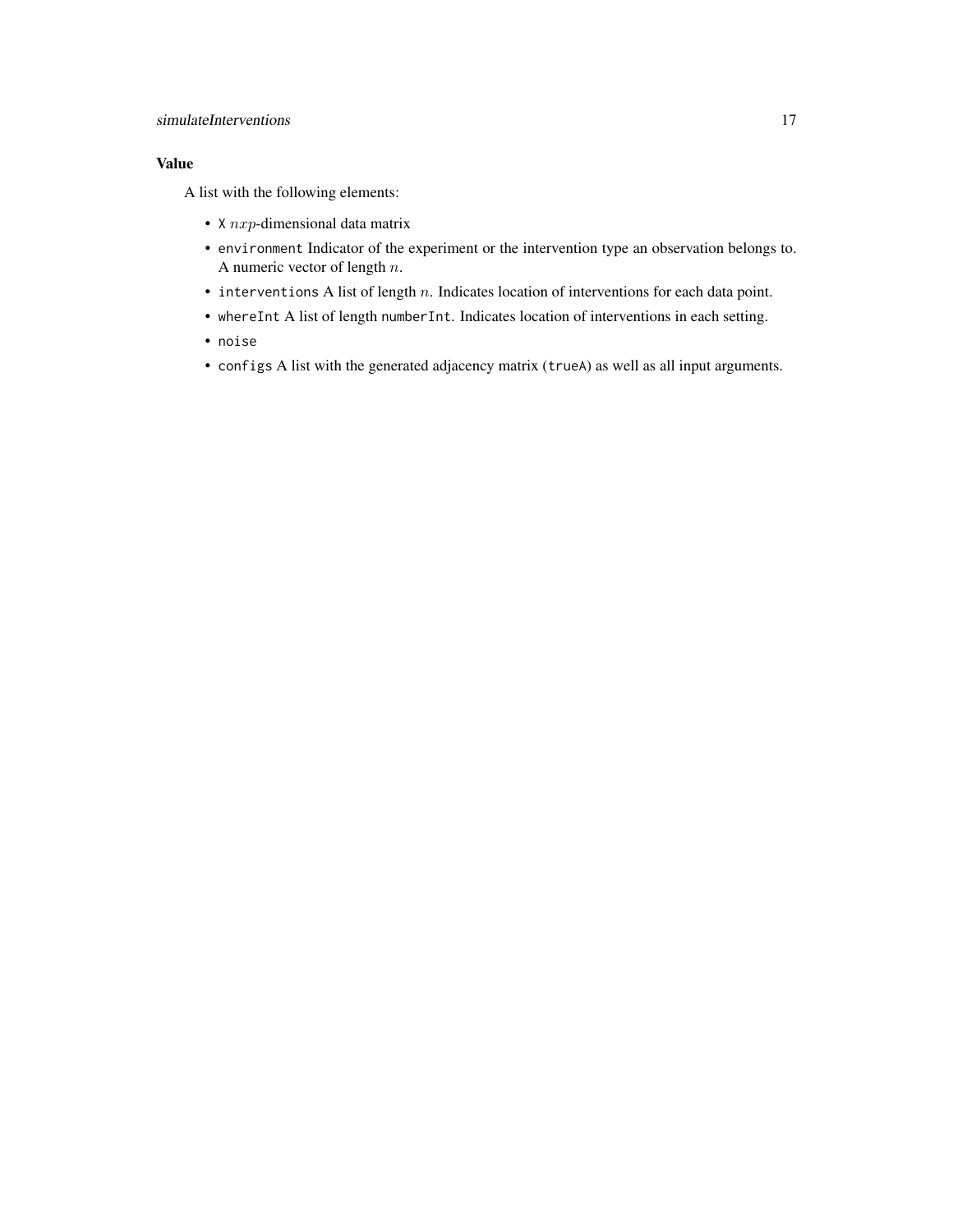### Value

A list with the following elements:

- `X` $nxp$-dimensional data matrix
- `environment` Indicator of the experiment or the intervention type an observation belongs to. A numeric vector of length $n$.
- `interventions` A list of length $n$. Indicates location of interventions for each data point.
- `whereInt` A list of length `numberInt`. Indicates location of interventions in each setting.
- `noise`
- `configs` A list with the generated adjacency matrix (`trueA`) as well as all input arguments.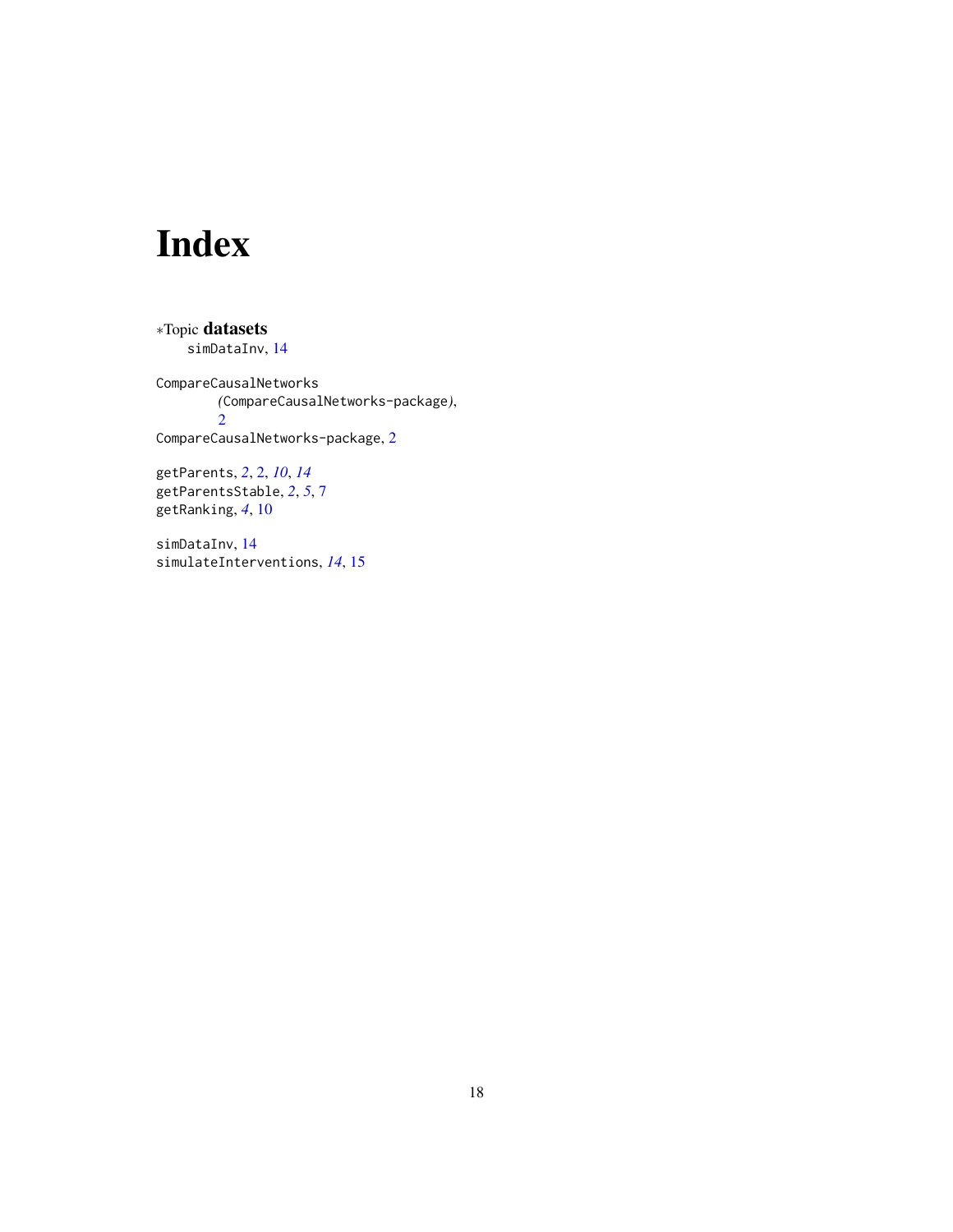# Index

∗Topic **datasets**
    simDataInv, 14

CompareCausalNetworks
    *(*CompareCausalNetworks-package*)*, 2
CompareCausalNetworks-package, 2

getParents, *2*, 2, *10*, *14*
getParentsStable, *2*, *5*, 7
getRanking, *4*, 10

simDataInv, 14
simulateInterventions, *14*, 15